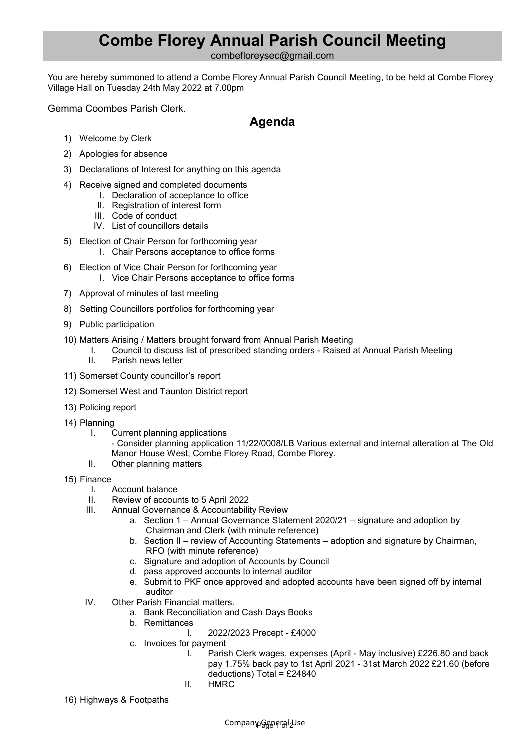# Combe Florey Annual Parish Council Meeting

combefloreysec@gmail.com

You are hereby summoned to attend a Combe Florey Annual Parish Council Meeting, to be held at Combe Florey Village Hall on Tuesday 24th May 2022 at 7.00pm

Gemma Coombes Parish Clerk.

## Agenda

1) Welcome by Clerk
2) Apologies for absence
3) Declarations of Interest for anything on this agenda
4) Receive signed and completed documents
   I. Declaration of acceptance to office
   II. Registration of interest form
   III. Code of conduct
   IV. List of councillors details
5) Election of Chair Person for forthcoming year
   I. Chair Persons acceptance to office forms
6) Election of Vice Chair Person for forthcoming year
   I. Vice Chair Persons acceptance to office forms
7) Approval of minutes of last meeting
8) Setting Councillors portfolios for forthcoming year
9) Public participation
10) Matters Arising / Matters brought forward from Annual Parish Meeting
    I. Council to discuss list of prescribed standing orders - Raised at Annual Parish Meeting
    II. Parish news letter
11) Somerset County councillor's report
12) Somerset West and Taunton District report
13) Policing report
14) Planning
    I. Current planning applications
       - Consider planning application 11/22/0008/LB Various external and internal alteration at The Old Manor House West, Combe Florey Road, Combe Florey.
    II. Other planning matters
15) Finance
    I. Account balance
    II. Review of accounts to 5 April 2022
    III. Annual Governance & Accountability Review
       a. Section 1 – Annual Governance Statement 2020/21 – signature and adoption by Chairman and Clerk (with minute reference)
       b. Section II – review of Accounting Statements – adoption and signature by Chairman, RFO (with minute reference)
       c. Signature and adoption of Accounts by Council
       d. pass approved accounts to internal auditor
       e. Submit to PKF once approved and adopted accounts have been signed off by internal auditor
    IV. Other Parish Financial matters.
       a. Bank Reconciliation and Cash Days Books
       b. Remittances
          I. 2022/2023 Precept - £4000
       c. Invoices for payment
          I. Parish Clerk wages, expenses (April - May inclusive) £226.80 and back pay 1.75% back pay to 1st April 2021 - 31st March 2022 £21.60 (before deductions) Total = £24840
          II. HMRC
16) Highways & Footpaths

Company General Use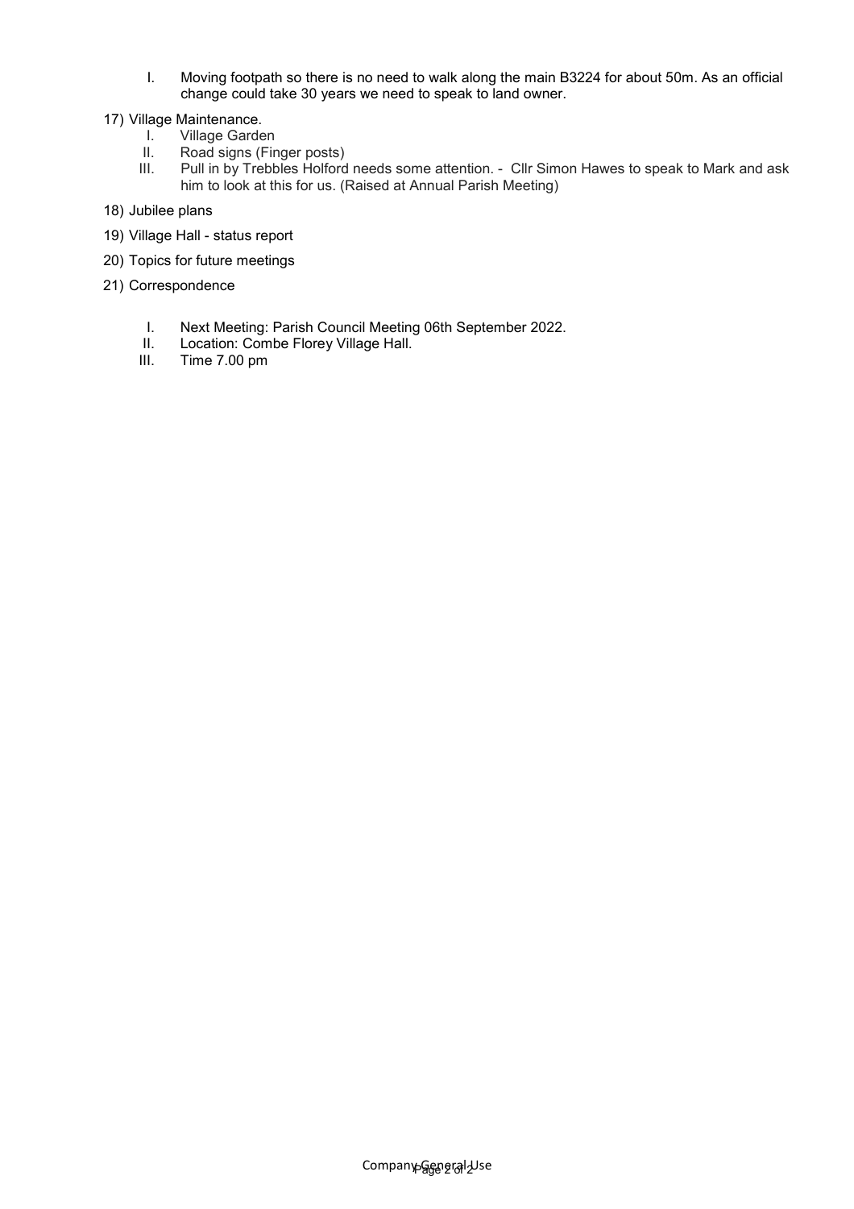I. Moving footpath so there is no need to walk along the main B3224 for about 50m. As an official change could take 30 years we need to speak to land owner.

17) Village Maintenance.
    I. Village Garden
    II. Road signs (Finger posts)
    III. Pull in by Trebbles Holford needs some attention. - Cllr Simon Hawes to speak to Mark and ask him to look at this for us. (Raised at Annual Parish Meeting)

18) Jubilee plans

19) Village Hall - status report

20) Topics for future meetings

21) Correspondence

    I. Next Meeting: Parish Council Meeting 06th September 2022.
    II. Location: Combe Florey Village Hall.
    III. Time 7.00 pm

Company General Use